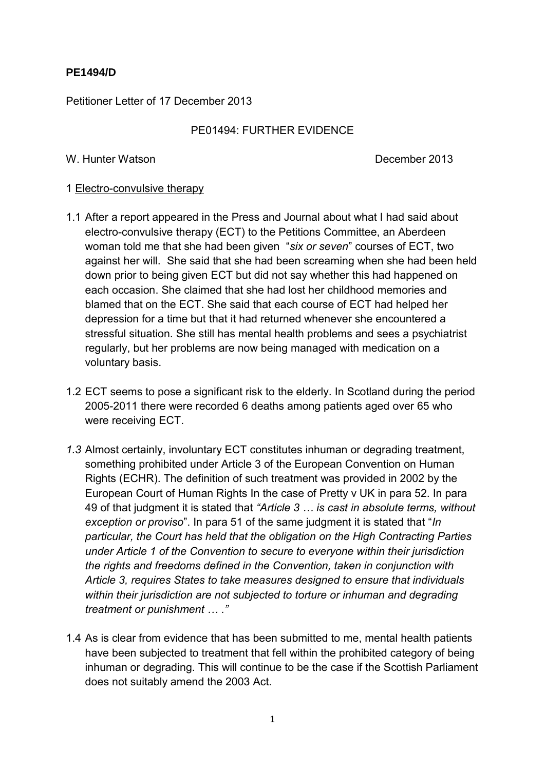**PE1494/D**

Petitioner Letter of 17 December 2013

PE01494: FURTHER EVIDENCE

W. Hunter Watson December 2013

1 Electro-convulsive therapy

1.1 After a report appeared in the Press and Journal about what I had said about electro-convulsive therapy (ECT) to the Petitions Committee, an Aberdeen woman told me that she had been given "*six or seven*" courses of ECT, two against her will. She said that she had been screaming when she had been held down prior to being given ECT but did not say whether this had happened on each occasion. She claimed that she had lost her childhood memories and blamed that on the ECT. She said that each course of ECT had helped her depression for a time but that it had returned whenever she encountered a stressful situation. She still has mental health problems and sees a psychiatrist regularly, but her problems are now being managed with medication on a voluntary basis.

1.2 ECT seems to pose a significant risk to the elderly. In Scotland during the period 2005-2011 there were recorded 6 deaths among patients aged over 65 who were receiving ECT.

*1.3* Almost certainly, involuntary ECT constitutes inhuman or degrading treatment, something prohibited under Article 3 of the European Convention on Human Rights (ECHR). The definition of such treatment was provided in 2002 by the European Court of Human Rights In the case of Pretty v UK in para 52. In para 49 of that judgment it is stated that *"Article 3 … is cast in absolute terms, without exception or proviso*". In para 51 of the same judgment it is stated that "*In particular, the Court has held that the obligation on the High Contracting Parties under Article 1 of the Convention to secure to everyone within their jurisdiction the rights and freedoms defined in the Convention, taken in conjunction with Article 3, requires States to take measures designed to ensure that individuals within their jurisdiction are not subjected to torture or inhuman and degrading treatment or punishment … ."*

1.4 As is clear from evidence that has been submitted to me, mental health patients have been subjected to treatment that fell within the prohibited category of being inhuman or degrading. This will continue to be the case if the Scottish Parliament does not suitably amend the 2003 Act.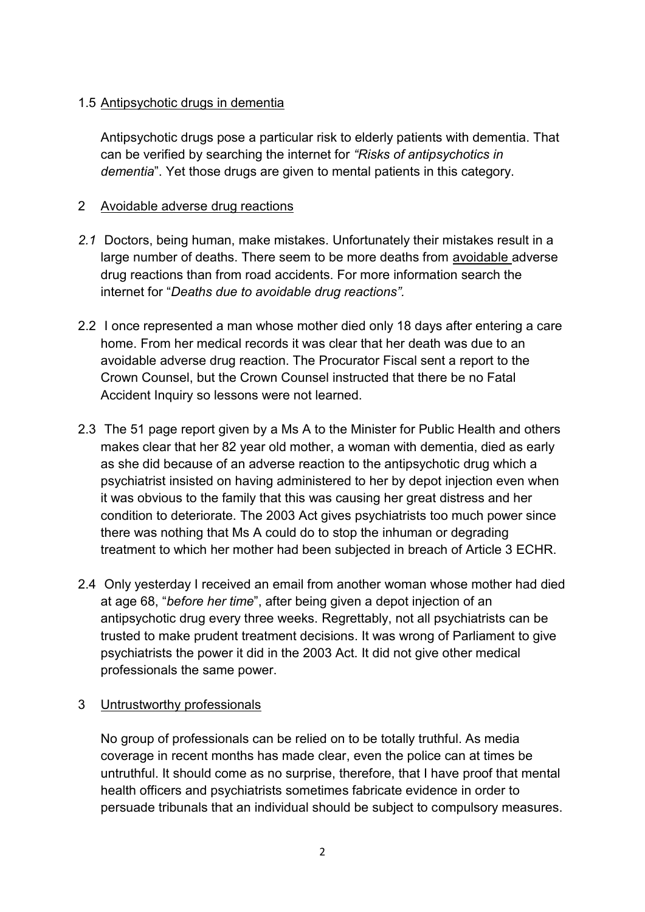### 1.5 Antipsychotic drugs in dementia

Antipsychotic drugs pose a particular risk to elderly patients with dementia. That can be verified by searching the internet for *"Risks of antipsychotics in dementia*". Yet those drugs are given to mental patients in this category.

## 2 Avoidable adverse drug reactions

*2.1* Doctors, being human, make mistakes. Unfortunately their mistakes result in a large number of deaths. There seem to be more deaths from avoidable adverse drug reactions than from road accidents. For more information search the internet for "*Deaths due to avoidable drug reactions".*

2.2 I once represented a man whose mother died only 18 days after entering a care home. From her medical records it was clear that her death was due to an avoidable adverse drug reaction. The Procurator Fiscal sent a report to the Crown Counsel, but the Crown Counsel instructed that there be no Fatal Accident Inquiry so lessons were not learned.

2.3 The 51 page report given by a Ms A to the Minister for Public Health and others makes clear that her 82 year old mother, a woman with dementia, died as early as she did because of an adverse reaction to the antipsychotic drug which a psychiatrist insisted on having administered to her by depot injection even when it was obvious to the family that this was causing her great distress and her condition to deteriorate. The 2003 Act gives psychiatrists too much power since there was nothing that Ms A could do to stop the inhuman or degrading treatment to which her mother had been subjected in breach of Article 3 ECHR.

2.4 Only yesterday I received an email from another woman whose mother had died at age 68, "*before her time*", after being given a depot injection of an antipsychotic drug every three weeks. Regrettably, not all psychiatrists can be trusted to make prudent treatment decisions. It was wrong of Parliament to give psychiatrists the power it did in the 2003 Act. It did not give other medical professionals the same power.

## 3 Untrustworthy professionals

No group of professionals can be relied on to be totally truthful. As media coverage in recent months has made clear, even the police can at times be untruthful. It should come as no surprise, therefore, that I have proof that mental health officers and psychiatrists sometimes fabricate evidence in order to persuade tribunals that an individual should be subject to compulsory measures.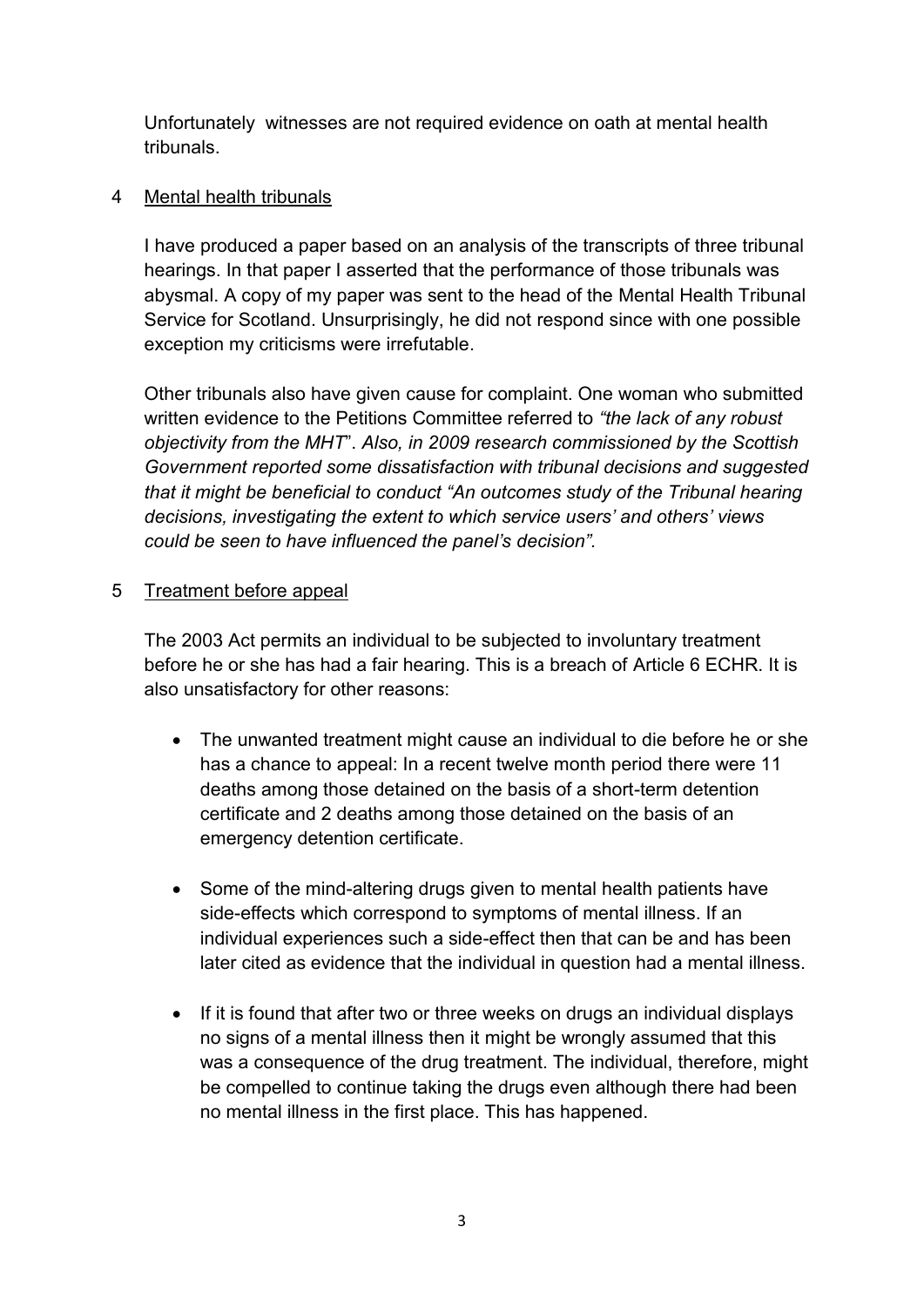Unfortunately  witnesses are not required evidence on oath at mental health tribunals.

4 Mental health tribunals

I have produced a paper based on an analysis of the transcripts of three tribunal hearings. In that paper I asserted that the performance of those tribunals was abysmal. A copy of my paper was sent to the head of the Mental Health Tribunal Service for Scotland. Unsurprisingly, he did not respond since with one possible exception my criticisms were irrefutable.

Other tribunals also have given cause for complaint. One woman who submitted written evidence to the Petitions Committee referred to *"the lack of any robust objectivity from the MHT*". *Also, in 2009 research commissioned by the Scottish Government reported some dissatisfaction with tribunal decisions and suggested that it might be beneficial to conduct "An outcomes study of the Tribunal hearing decisions, investigating the extent to which service users' and others' views could be seen to have influenced the panel's decision".*

5 Treatment before appeal

The 2003 Act permits an individual to be subjected to involuntary treatment before he or she has had a fair hearing. This is a breach of Article 6 ECHR. It is also unsatisfactory for other reasons:

- The unwanted treatment might cause an individual to die before he or she has a chance to appeal: In a recent twelve month period there were 11 deaths among those detained on the basis of a short-term detention certificate and 2 deaths among those detained on the basis of an emergency detention certificate.
- Some of the mind-altering drugs given to mental health patients have side-effects which correspond to symptoms of mental illness. If an individual experiences such a side-effect then that can be and has been later cited as evidence that the individual in question had a mental illness.
- If it is found that after two or three weeks on drugs an individual displays no signs of a mental illness then it might be wrongly assumed that this was a consequence of the drug treatment. The individual, therefore, might be compelled to continue taking the drugs even although there had been no mental illness in the first place. This has happened.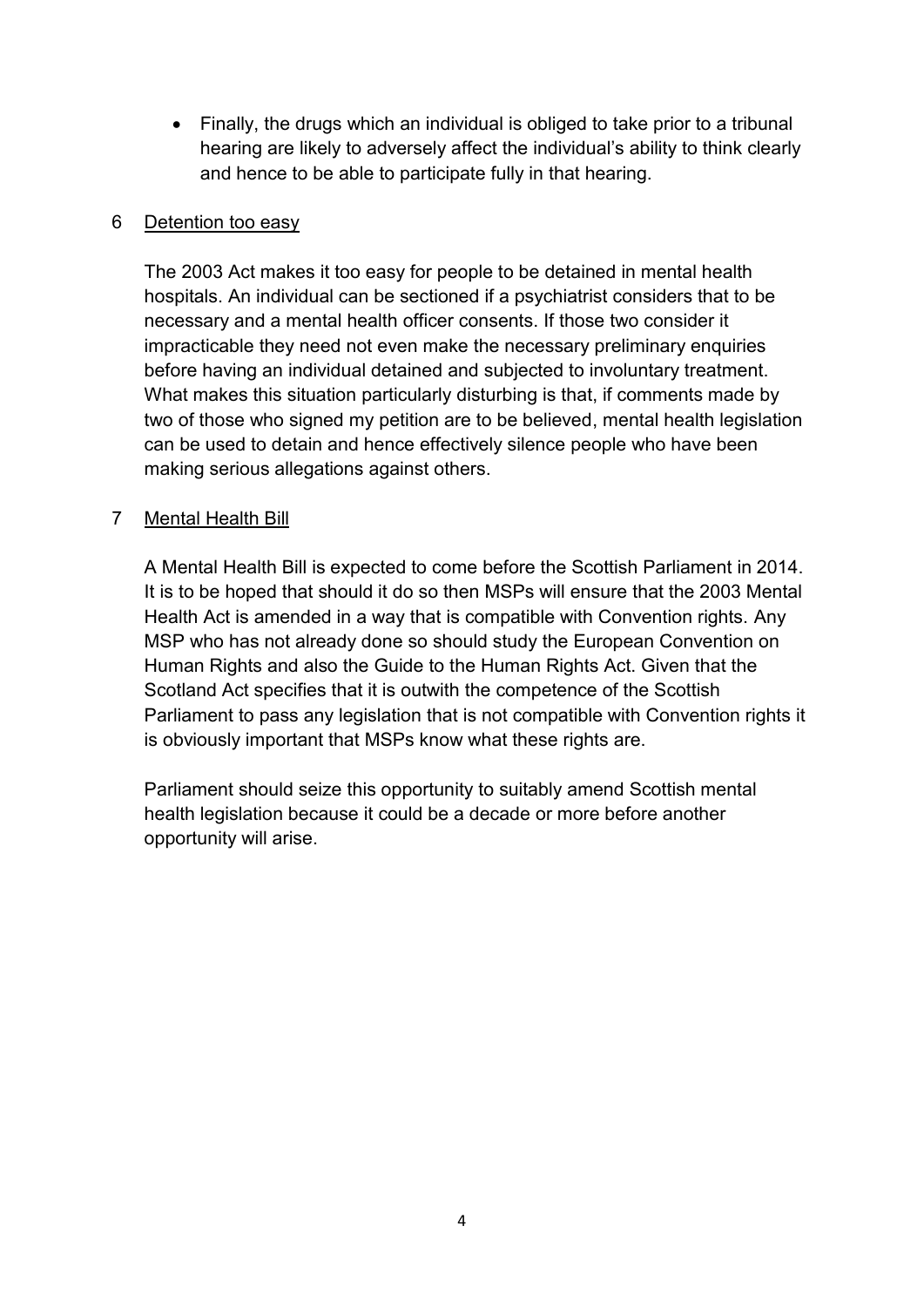- Finally, the drugs which an individual is obliged to take prior to a tribunal hearing are likely to adversely affect the individual's ability to think clearly and hence to be able to participate fully in that hearing.

## 6 Detention too easy

The 2003 Act makes it too easy for people to be detained in mental health hospitals. An individual can be sectioned if a psychiatrist considers that to be necessary and a mental health officer consents. If those two consider it impracticable they need not even make the necessary preliminary enquiries before having an individual detained and subjected to involuntary treatment. What makes this situation particularly disturbing is that, if comments made by two of those who signed my petition are to be believed, mental health legislation can be used to detain and hence effectively silence people who have been making serious allegations against others.

## 7 Mental Health Bill

A Mental Health Bill is expected to come before the Scottish Parliament in 2014. It is to be hoped that should it do so then MSPs will ensure that the 2003 Mental Health Act is amended in a way that is compatible with Convention rights. Any MSP who has not already done so should study the European Convention on Human Rights and also the Guide to the Human Rights Act. Given that the Scotland Act specifies that it is outwith the competence of the Scottish Parliament to pass any legislation that is not compatible with Convention rights it is obviously important that MSPs know what these rights are.

Parliament should seize this opportunity to suitably amend Scottish mental health legislation because it could be a decade or more before another opportunity will arise.